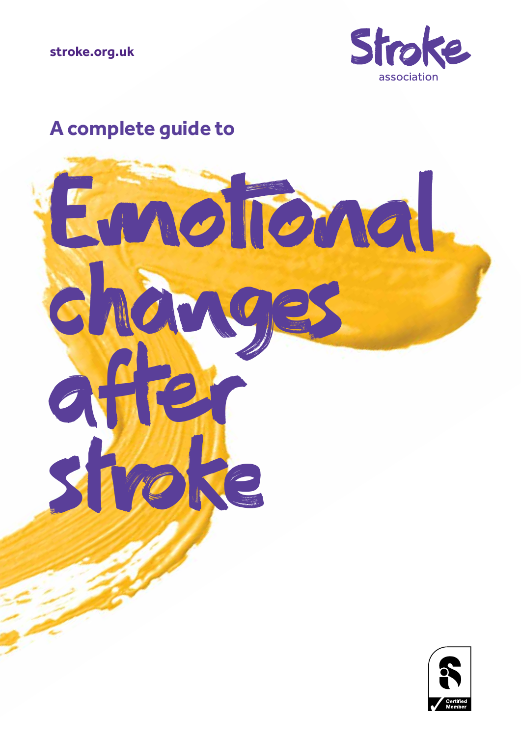stroke.org.uk

Stroke association

**A complete guide to**

# Emotional changes after stroke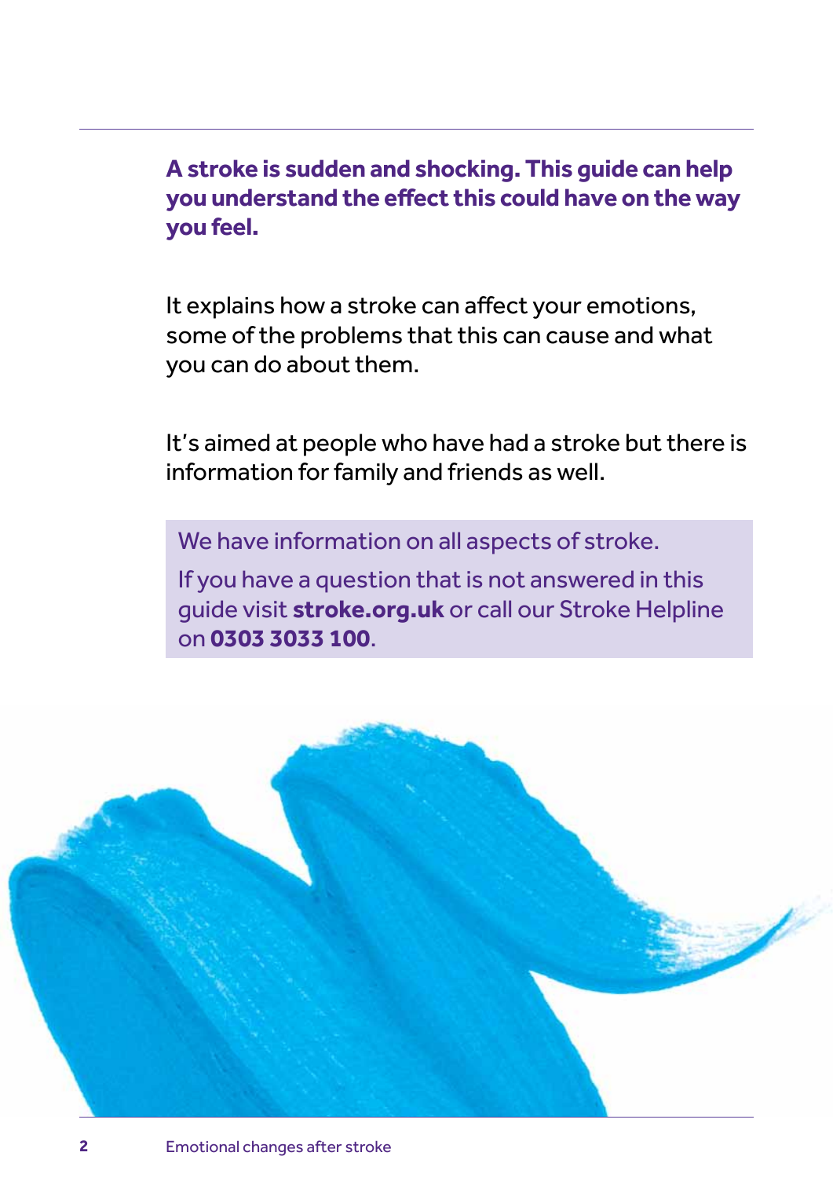**A stroke is sudden and shocking. This guide can help you understand the effect this could have on the way you feel.**

It explains how a stroke can affect your emotions, some of the problems that this can cause and what you can do about them.

It's aimed at people who have had a stroke but there is information for family and friends as well.

We have information on all aspects of stroke.

If you have a question that is not answered in this guide visit **stroke.org.uk** or call our Stroke Helpline on **0303 3033 100**.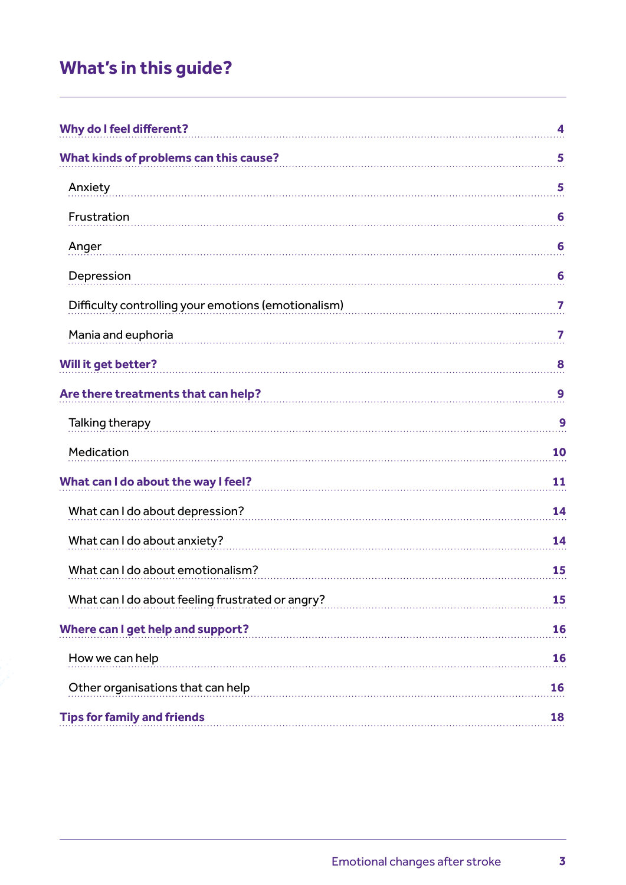# What's in this guide?

**Why do I feel different?** 4

**What kinds of problems can this cause?** 5

- Anxiety 5
- Frustration 6
- Anger 6
- Depression 6
- Difficulty controlling your emotions (emotionalism) 7
- Mania and euphoria 7

**Will it get better?** 8

**Are there treatments that can help?** 9

- Talking therapy 9
- Medication 10

**What can I do about the way I feel?** 11

- What can I do about depression? 14
- What can I do about anxiety? 14
- What can I do about emotionalism? 15
- What can I do about feeling frustrated or angry? 15

**Where can I get help and support?** 16

- How we can help 16
- Other organisations that can help 16

**Tips for family and friends** 18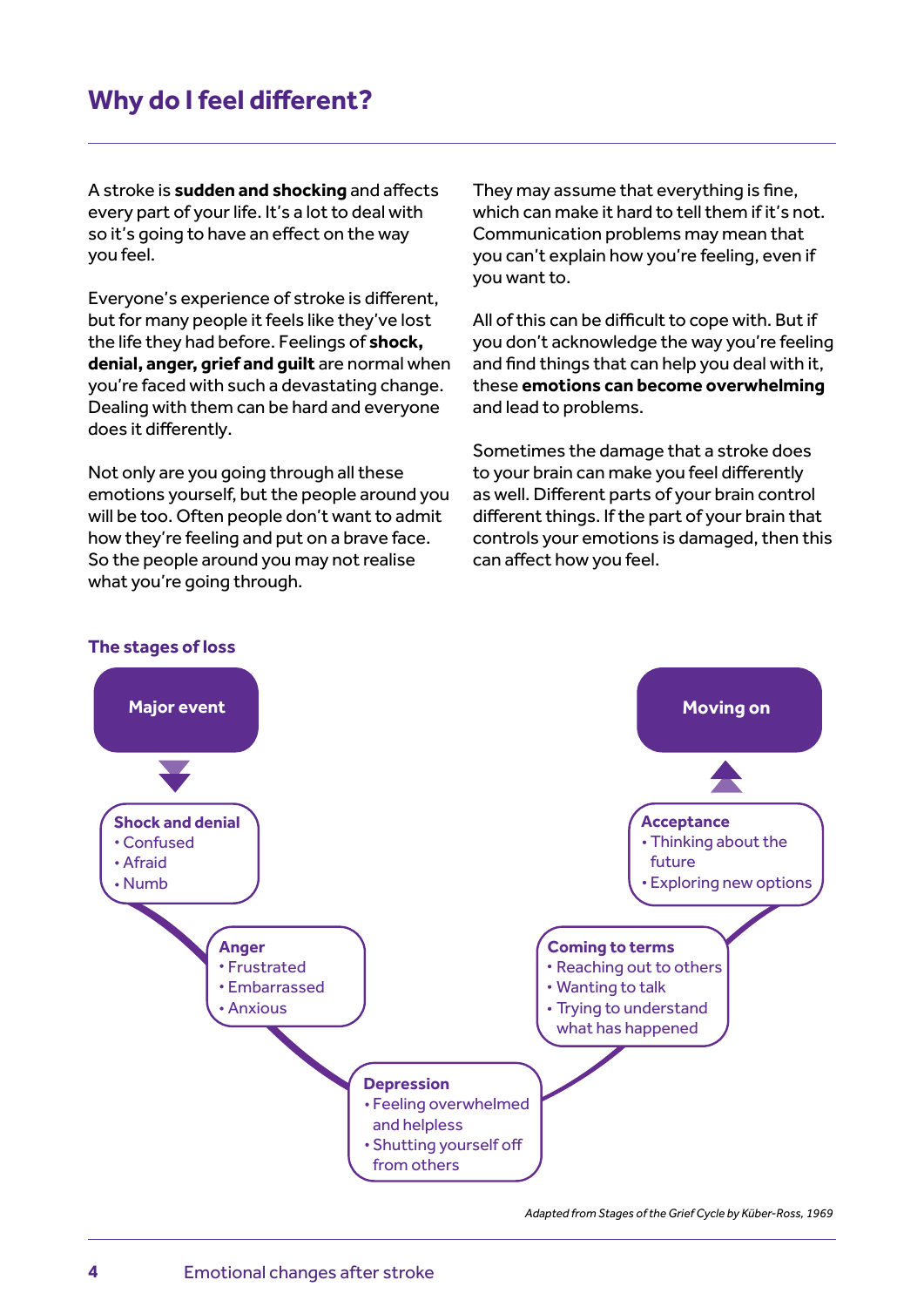## Why do I feel different?

A stroke is **sudden and shocking** and affects every part of your life. It's a lot to deal with so it's going to have an effect on the way you feel.

Everyone's experience of stroke is different, but for many people it feels like they've lost the life they had before. Feelings of **shock, denial, anger, grief and guilt** are normal when you're faced with such a devastating change. Dealing with them can be hard and everyone does it differently.

Not only are you going through all these emotions yourself, but the people around you will be too. Often people don't want to admit how they're feeling and put on a brave face. So the people around you may not realise what you're going through.

They may assume that everything is fine, which can make it hard to tell them if it's not. Communication problems may mean that you can't explain how you're feeling, even if you want to.

All of this can be difficult to cope with. But if you don't acknowledge the way you're feeling and find things that can help you deal with it, these **emotions can become overwhelming** and lead to problems.

Sometimes the damage that a stroke does to your brain can make you feel differently as well. Different parts of your brain control different things. If the part of your brain that controls your emotions is damaged, then this can affect how you feel.

### The stages of loss

**Major event**

**Shock and denial**
- Confused
- Afraid
- Numb

**Anger**
- Frustrated
- Embarrassed
- Anxious

**Depression**
- Feeling overwhelmed and helpless
- Shutting yourself off from others

**Coming to terms**
- Reaching out to others
- Wanting to talk
- Trying to understand what has happened

**Acceptance**
- Thinking about the future
- Exploring new options

**Moving on**

*Adapted from Stages of the Grief Cycle by Küber-Ross, 1969*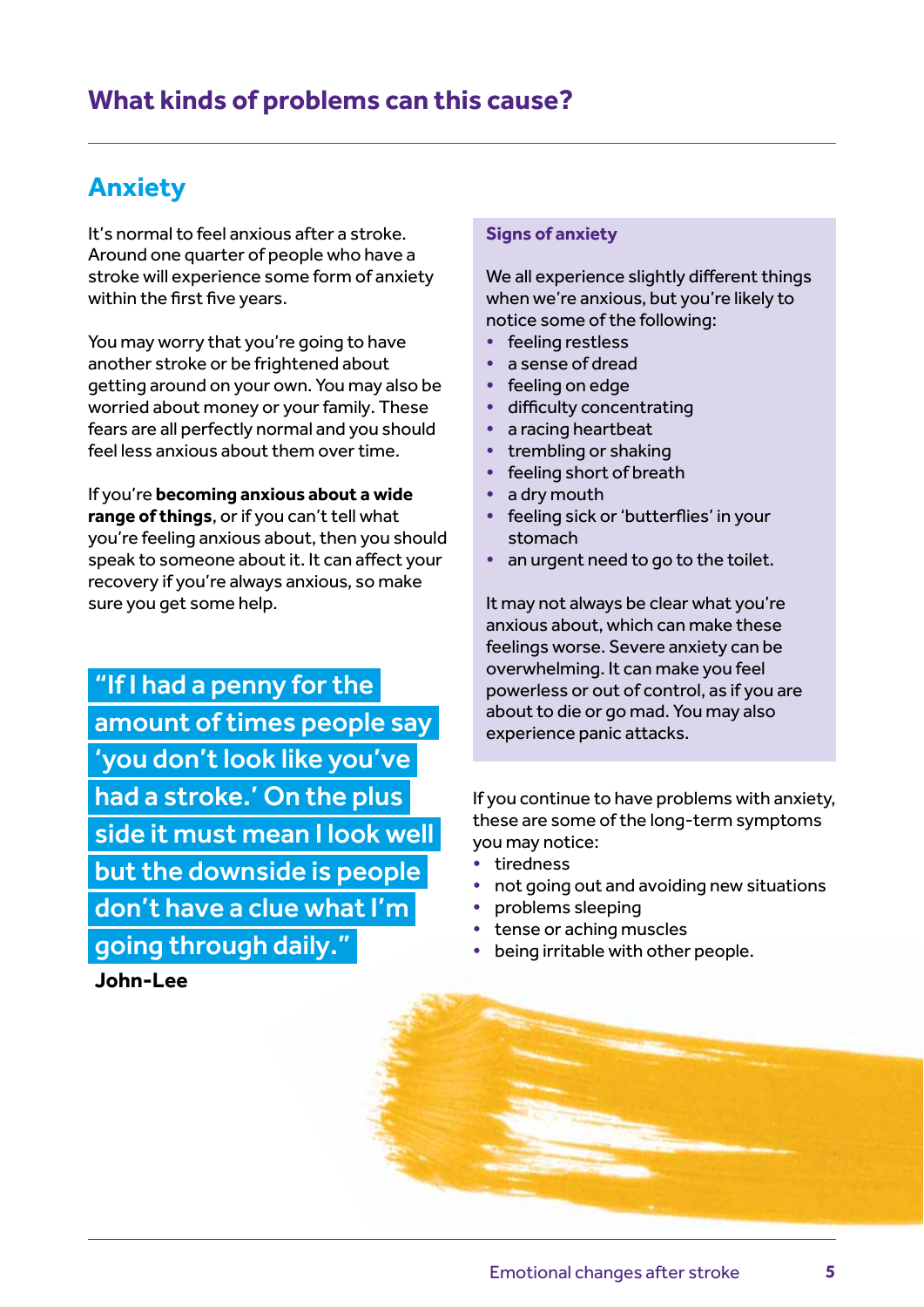## What kinds of problems can this cause?

### Anxiety

It's normal to feel anxious after a stroke. Around one quarter of people who have a stroke will experience some form of anxiety within the first five years.

You may worry that you're going to have another stroke or be frightened about getting around on your own. You may also be worried about money or your family. These fears are all perfectly normal and you should feel less anxious about them over time.

If you're **becoming anxious about a wide range of things**, or if you can't tell what you're feeling anxious about, then you should speak to someone about it. It can affect your recovery if you're always anxious, so make sure you get some help.

> "If I had a penny for the amount of times people say 'you don't look like you've had a stroke.' On the plus side it must mean I look well but the downside is people don't have a clue what I'm going through daily."
>
> **John-Lee**

**Signs of anxiety**

We all experience slightly different things when we're anxious, but you're likely to notice some of the following:

- feeling restless
- a sense of dread
- feeling on edge
- difficulty concentrating
- a racing heartbeat
- trembling or shaking
- feeling short of breath
- a dry mouth
- feeling sick or 'butterflies' in your stomach
- an urgent need to go to the toilet.

It may not always be clear what you're anxious about, which can make these feelings worse. Severe anxiety can be overwhelming. It can make you feel powerless or out of control, as if you are about to die or go mad. You may also experience panic attacks.

If you continue to have problems with anxiety, these are some of the long-term symptoms you may notice:

- tiredness
- not going out and avoiding new situations
- problems sleeping
- tense or aching muscles
- being irritable with other people.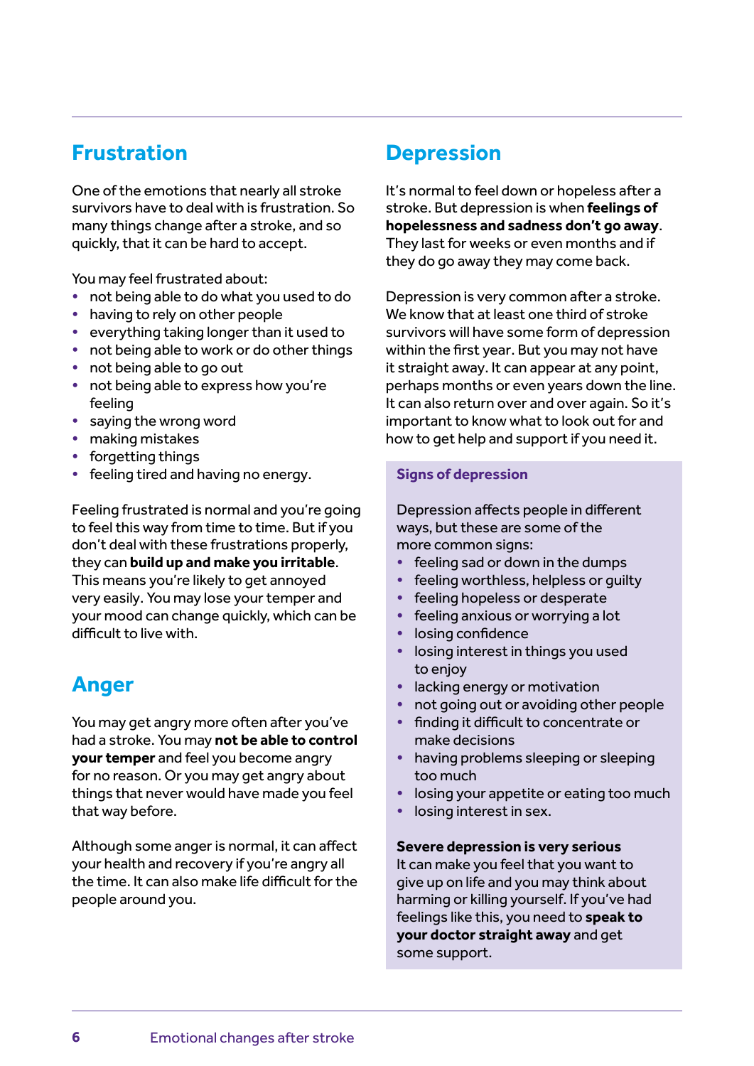## Frustration

One of the emotions that nearly all stroke survivors have to deal with is frustration. So many things change after a stroke, and so quickly, that it can be hard to accept.

You may feel frustrated about:

- not being able to do what you used to do
- having to rely on other people
- everything taking longer than it used to
- not being able to work or do other things
- not being able to go out
- not being able to express how you're feeling
- saying the wrong word
- making mistakes
- forgetting things
- feeling tired and having no energy.

Feeling frustrated is normal and you're going to feel this way from time to time. But if you don't deal with these frustrations properly, they can **build up and make you irritable**. This means you're likely to get annoyed very easily. You may lose your temper and your mood can change quickly, which can be difficult to live with.

## Anger

You may get angry more often after you've had a stroke. You may **not be able to control your temper** and feel you become angry for no reason. Or you may get angry about things that never would have made you feel that way before.

Although some anger is normal, it can affect your health and recovery if you're angry all the time. It can also make life difficult for the people around you.

## Depression

It's normal to feel down or hopeless after a stroke. But depression is when **feelings of hopelessness and sadness don't go away**. They last for weeks or even months and if they do go away they may come back.

Depression is very common after a stroke. We know that at least one third of stroke survivors will have some form of depression within the first year. But you may not have it straight away. It can appear at any point, perhaps months or even years down the line. It can also return over and over again. So it's important to know what to look out for and how to get help and support if you need it.

### Signs of depression

Depression affects people in different ways, but these are some of the more common signs:

- feeling sad or down in the dumps
- feeling worthless, helpless or guilty
- feeling hopeless or desperate
- feeling anxious or worrying a lot
- losing confidence
- losing interest in things you used to enjoy
- lacking energy or motivation
- not going out or avoiding other people
- finding it difficult to concentrate or make decisions
- having problems sleeping or sleeping too much
- losing your appetite or eating too much
- losing interest in sex.

**Severe depression is very serious**

It can make you feel that you want to give up on life and you may think about harming or killing yourself. If you've had feelings like this, you need to **speak to your doctor straight away** and get some support.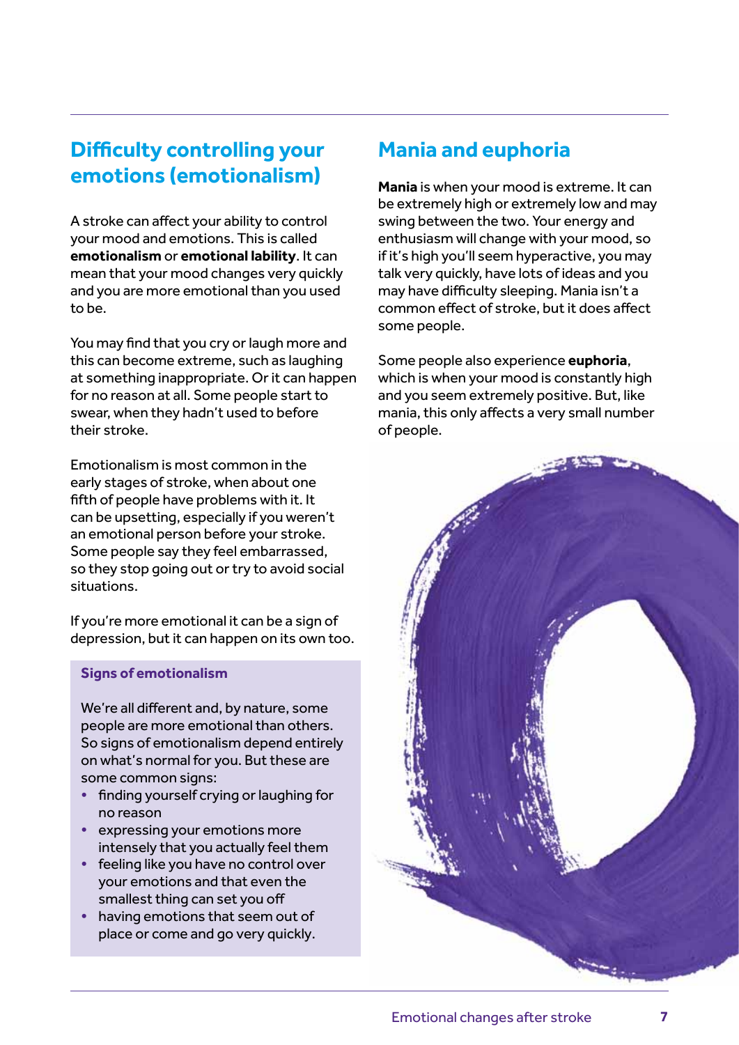## Difficulty controlling your emotions (emotionalism)

A stroke can affect your ability to control your mood and emotions. This is called **emotionalism** or **emotional lability**. It can mean that your mood changes very quickly and you are more emotional than you used to be.

You may find that you cry or laugh more and this can become extreme, such as laughing at something inappropriate. Or it can happen for no reason at all. Some people start to swear, when they hadn't used to before their stroke.

Emotionalism is most common in the early stages of stroke, when about one fifth of people have problems with it. It can be upsetting, especially if you weren't an emotional person before your stroke. Some people say they feel embarrassed, so they stop going out or try to avoid social situations.

If you're more emotional it can be a sign of depression, but it can happen on its own too.

### Signs of emotionalism

We're all different and, by nature, some people are more emotional than others. So signs of emotionalism depend entirely on what's normal for you. But these are some common signs:

- finding yourself crying or laughing for no reason
- expressing your emotions more intensely that you actually feel them
- feeling like you have no control over your emotions and that even the smallest thing can set you off
- having emotions that seem out of place or come and go very quickly.

## Mania and euphoria

**Mania** is when your mood is extreme. It can be extremely high or extremely low and may swing between the two. Your energy and enthusiasm will change with your mood, so if it's high you'll seem hyperactive, you may talk very quickly, have lots of ideas and you may have difficulty sleeping. Mania isn't a common effect of stroke, but it does affect some people.

Some people also experience **euphoria**, which is when your mood is constantly high and you seem extremely positive. But, like mania, this only affects a very small number of people.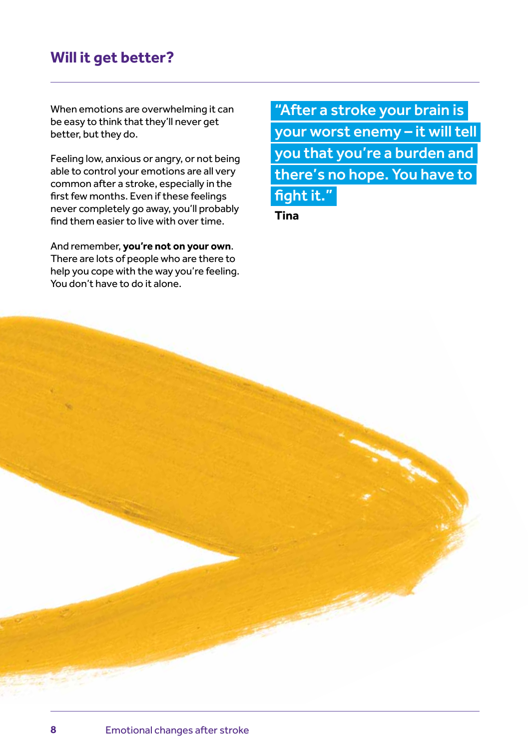## Will it get better?

When emotions are overwhelming it can be easy to think that they'll never get better, but they do.

Feeling low, anxious or angry, or not being able to control your emotions are all very common after a stroke, especially in the first few months. Even if these feelings never completely go away, you'll probably find them easier to live with over time.

And remember, **you're not on your own**. There are lots of people who are there to help you cope with the way you're feeling. You don't have to do it alone.

> "After a stroke your brain is your worst enemy – it will tell you that you're a burden and there's no hope. You have to fight it."
>
> **Tina**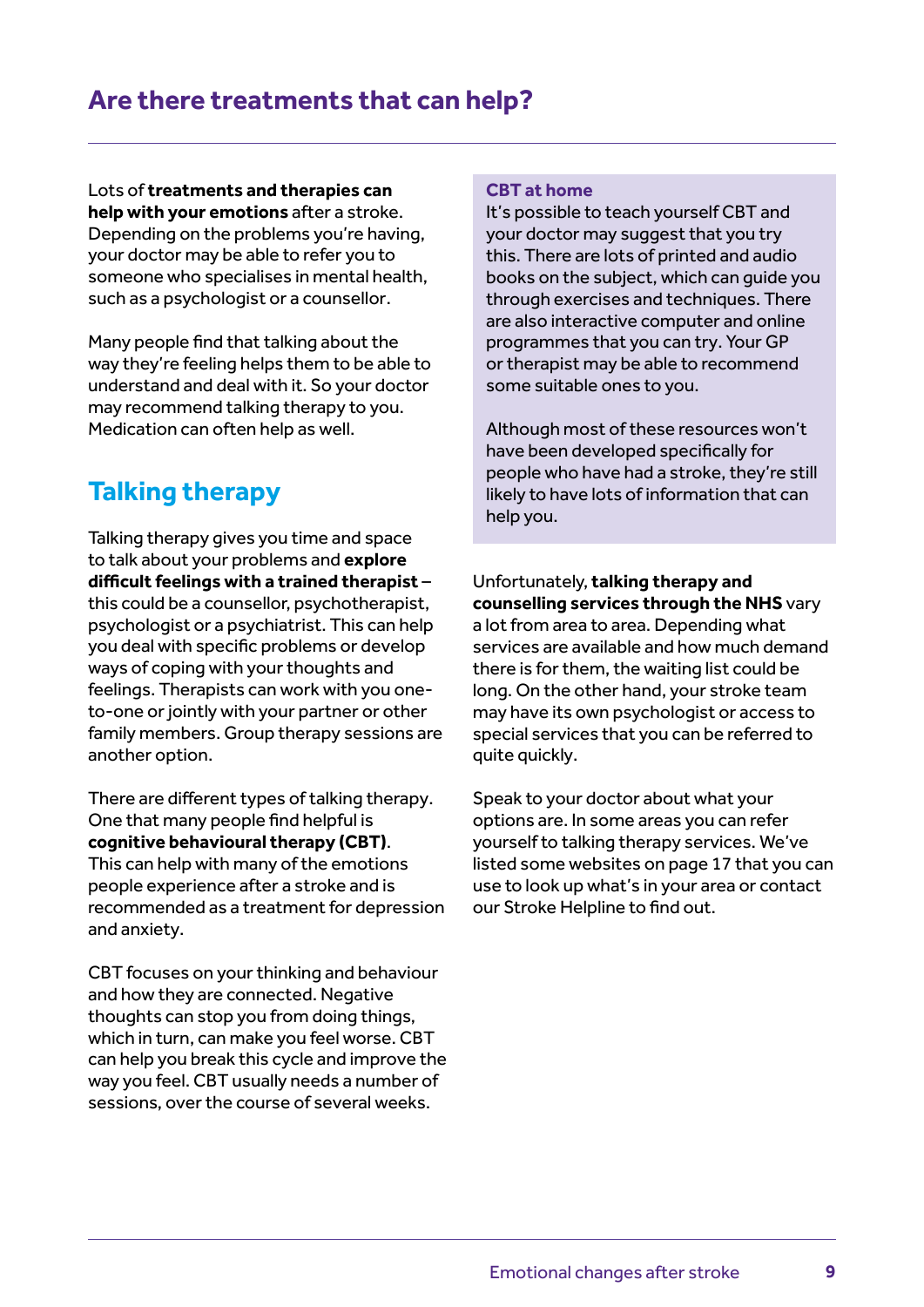## Are there treatments that can help?

Lots of **treatments and therapies can help with your emotions** after a stroke. Depending on the problems you're having, your doctor may be able to refer you to someone who specialises in mental health, such as a psychologist or a counsellor.

Many people find that talking about the way they're feeling helps them to be able to understand and deal with it. So your doctor may recommend talking therapy to you. Medication can often help as well.

## Talking therapy

Talking therapy gives you time and space to talk about your problems and **explore difficult feelings with a trained therapist** – this could be a counsellor, psychotherapist, psychologist or a psychiatrist. This can help you deal with specific problems or develop ways of coping with your thoughts and feelings. Therapists can work with you one-to-one or jointly with your partner or other family members. Group therapy sessions are another option.

There are different types of talking therapy. One that many people find helpful is **cognitive behavioural therapy (CBT)**. This can help with many of the emotions people experience after a stroke and is recommended as a treatment for depression and anxiety.

CBT focuses on your thinking and behaviour and how they are connected. Negative thoughts can stop you from doing things, which in turn, can make you feel worse. CBT can help you break this cycle and improve the way you feel. CBT usually needs a number of sessions, over the course of several weeks.

### CBT at home

It's possible to teach yourself CBT and your doctor may suggest that you try this. There are lots of printed and audio books on the subject, which can guide you through exercises and techniques. There are also interactive computer and online programmes that you can try. Your GP or therapist may be able to recommend some suitable ones to you.

Although most of these resources won't have been developed specifically for people who have had a stroke, they're still likely to have lots of information that can help you.

Unfortunately, **talking therapy and counselling services through the NHS** vary a lot from area to area. Depending what services are available and how much demand there is for them, the waiting list could be long. On the other hand, your stroke team may have its own psychologist or access to special services that you can be referred to quite quickly.

Speak to your doctor about what your options are. In some areas you can refer yourself to talking therapy services. We've listed some websites on page 17 that you can use to look up what's in your area or contact our Stroke Helpline to find out.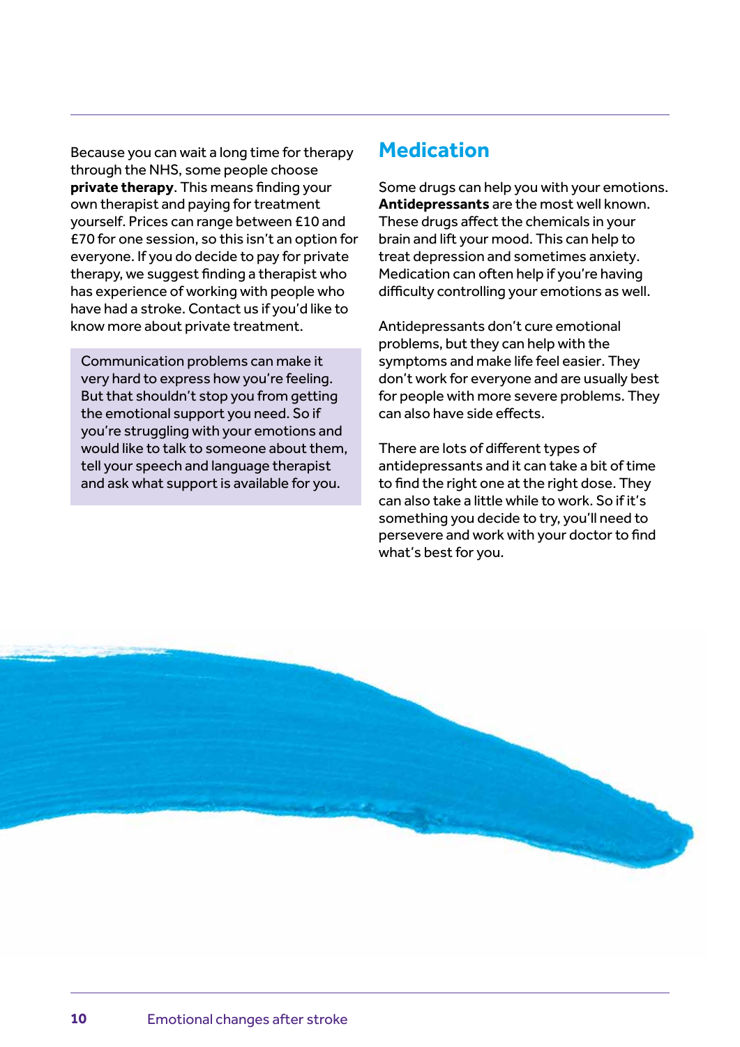Because you can wait a long time for therapy through the NHS, some people choose **private therapy**. This means finding your own therapist and paying for treatment yourself. Prices can range between £10 and £70 for one session, so this isn't an option for everyone. If you do decide to pay for private therapy, we suggest finding a therapist who has experience of working with people who have had a stroke. Contact us if you'd like to know more about private treatment.

Communication problems can make it very hard to express how you're feeling. But that shouldn't stop you from getting the emotional support you need. So if you're struggling with your emotions and would like to talk to someone about them, tell your speech and language therapist and ask what support is available for you.

## Medication

Some drugs can help you with your emotions. **Antidepressants** are the most well known. These drugs affect the chemicals in your brain and lift your mood. This can help to treat depression and sometimes anxiety. Medication can often help if you're having difficulty controlling your emotions as well.

Antidepressants don't cure emotional problems, but they can help with the symptoms and make life feel easier. They don't work for everyone and are usually best for people with more severe problems. They can also have side effects.

There are lots of different types of antidepressants and it can take a bit of time to find the right one at the right dose. They can also take a little while to work. So if it's something you decide to try, you'll need to persevere and work with your doctor to find what's best for you.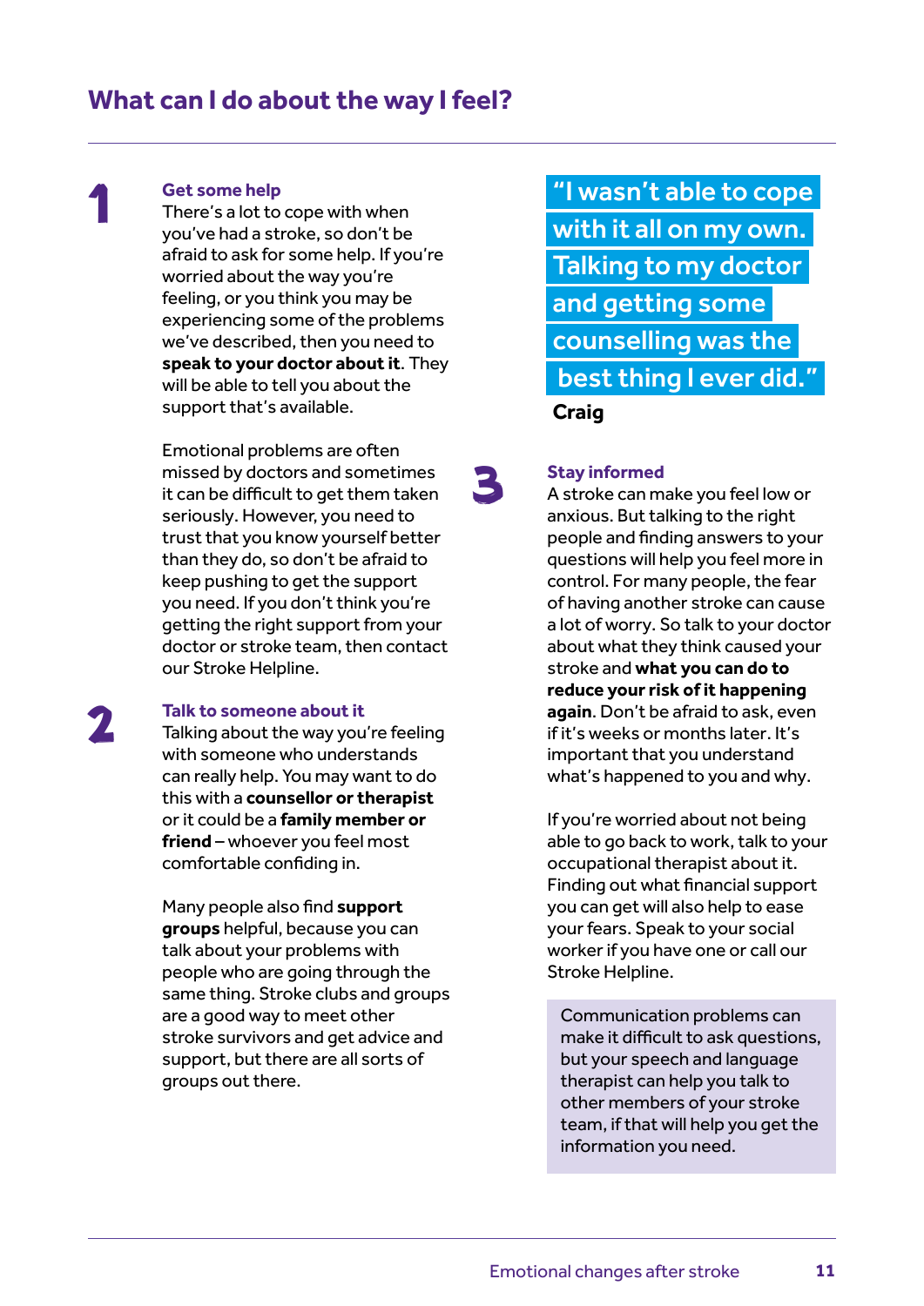## What can I do about the way I feel?

### 1 Get some help

There's a lot to cope with when you've had a stroke, so don't be afraid to ask for some help. If you're worried about the way you're feeling, or you think you may be experiencing some of the problems we've described, then you need to **speak to your doctor about it**. They will be able to tell you about the support that's available.

Emotional problems are often missed by doctors and sometimes it can be difficult to get them taken seriously. However, you need to trust that you know yourself better than they do, so don't be afraid to keep pushing to get the support you need. If you don't think you're getting the right support from your doctor or stroke team, then contact our Stroke Helpline.

### 2 Talk to someone about it

Talking about the way you're feeling with someone who understands can really help. You may want to do this with a **counsellor or therapist** or it could be a **family member or friend** – whoever you feel most comfortable confiding in.

Many people also find **support groups** helpful, because you can talk about your problems with people who are going through the same thing. Stroke clubs and groups are a good way to meet other stroke survivors and get advice and support, but there are all sorts of groups out there.

> "I wasn't able to cope with it all on my own. Talking to my doctor and getting some counselling was the best thing I ever did."
>
> **Craig**

### 3 Stay informed

A stroke can make you feel low or anxious. But talking to the right people and finding answers to your questions will help you feel more in control. For many people, the fear of having another stroke can cause a lot of worry. So talk to your doctor about what they think caused your stroke and **what you can do to reduce your risk of it happening again**. Don't be afraid to ask, even if it's weeks or months later. It's important that you understand what's happened to you and why.

If you're worried about not being able to go back to work, talk to your occupational therapist about it. Finding out what financial support you can get will also help to ease your fears. Speak to your social worker if you have one or call our Stroke Helpline.

Communication problems can make it difficult to ask questions, but your speech and language therapist can help you talk to other members of your stroke team, if that will help you get the information you need.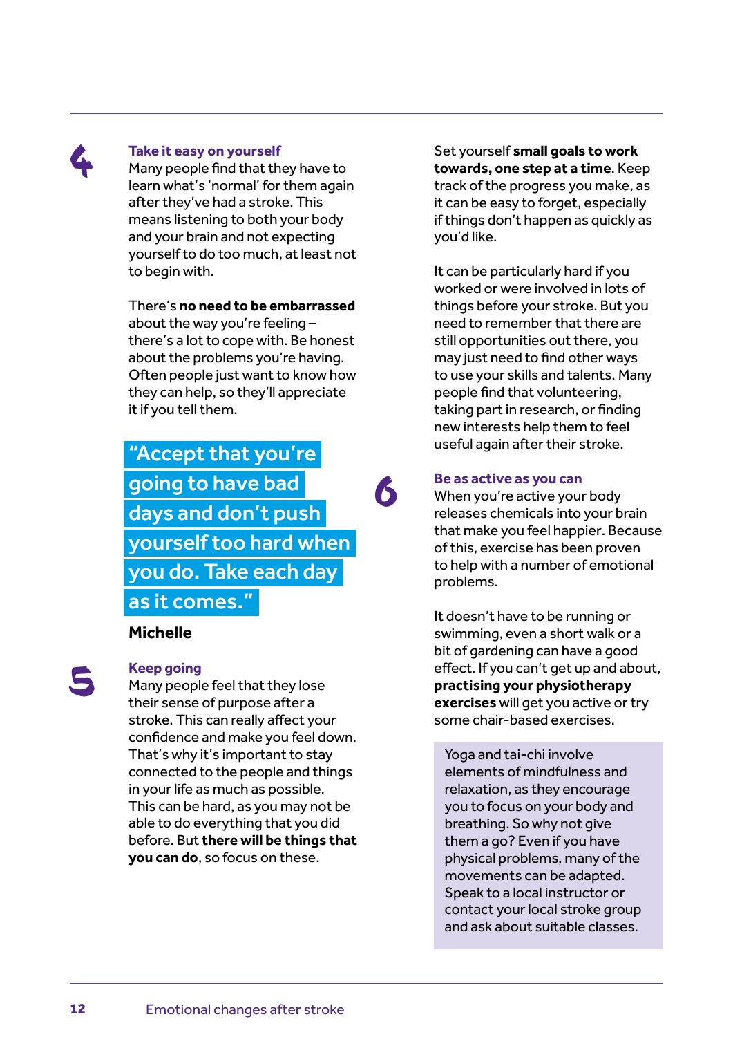## 4 Take it easy on yourself

Many people find that they have to learn what's 'normal' for them again after they've had a stroke. This means listening to both your body and your brain and not expecting yourself to do too much, at least not to begin with.

There's **no need to be embarrassed** about the way you're feeling – there's a lot to cope with. Be honest about the problems you're having. Often people just want to know how they can help, so they'll appreciate it if you tell them.

> "Accept that you're going to have bad days and don't push yourself too hard when you do. Take each day as it comes."
>
> **Michelle**

## 5 Keep going

Many people feel that they lose their sense of purpose after a stroke. This can really affect your confidence and make you feel down. That's why it's important to stay connected to the people and things in your life as much as possible. This can be hard, as you may not be able to do everything that you did before. But **there will be things that you can do**, so focus on these.

Set yourself **small goals to work towards, one step at a time**. Keep track of the progress you make, as it can be easy to forget, especially if things don't happen as quickly as you'd like.

It can be particularly hard if you worked or were involved in lots of things before your stroke. But you need to remember that there are still opportunities out there, you may just need to find other ways to use your skills and talents. Many people find that volunteering, taking part in research, or finding new interests help them to feel useful again after their stroke.

## 6 Be as active as you can

When you're active your body releases chemicals into your brain that make you feel happier. Because of this, exercise has been proven to help with a number of emotional problems.

It doesn't have to be running or swimming, even a short walk or a bit of gardening can have a good effect. If you can't get up and about, **practising your physiotherapy exercises** will get you active or try some chair-based exercises.

> Yoga and tai-chi involve elements of mindfulness and relaxation, as they encourage you to focus on your body and breathing. So why not give them a go? Even if you have physical problems, many of the movements can be adapted. Speak to a local instructor or contact your local stroke group and ask about suitable classes.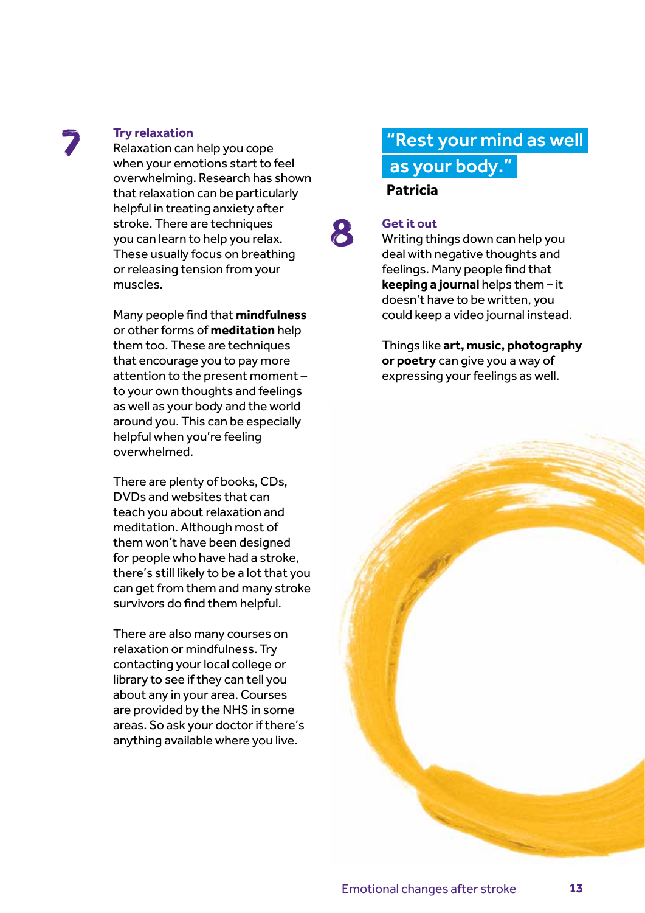## 7 Try relaxation

Relaxation can help you cope when your emotions start to feel overwhelming. Research has shown that relaxation can be particularly helpful in treating anxiety after stroke. There are techniques you can learn to help you relax. These usually focus on breathing or releasing tension from your muscles.

Many people find that **mindfulness** or other forms of **meditation** help them too. These are techniques that encourage you to pay more attention to the present moment – to your own thoughts and feelings as well as your body and the world around you. This can be especially helpful when you're feeling overwhelmed.

There are plenty of books, CDs, DVDs and websites that can teach you about relaxation and meditation. Although most of them won't have been designed for people who have had a stroke, there's still likely to be a lot that you can get from them and many stroke survivors do find them helpful.

There are also many courses on relaxation or mindfulness. Try contacting your local college or library to see if they can tell you about any in your area. Courses are provided by the NHS in some areas. So ask your doctor if there's anything available where you live.

> "Rest your mind as well as your body."
>
> **Patricia**

## 8 Get it out

Writing things down can help you deal with negative thoughts and feelings. Many people find that **keeping a journal** helps them – it doesn't have to be written, you could keep a video journal instead.

Things like **art, music, photography or poetry** can give you a way of expressing your feelings as well.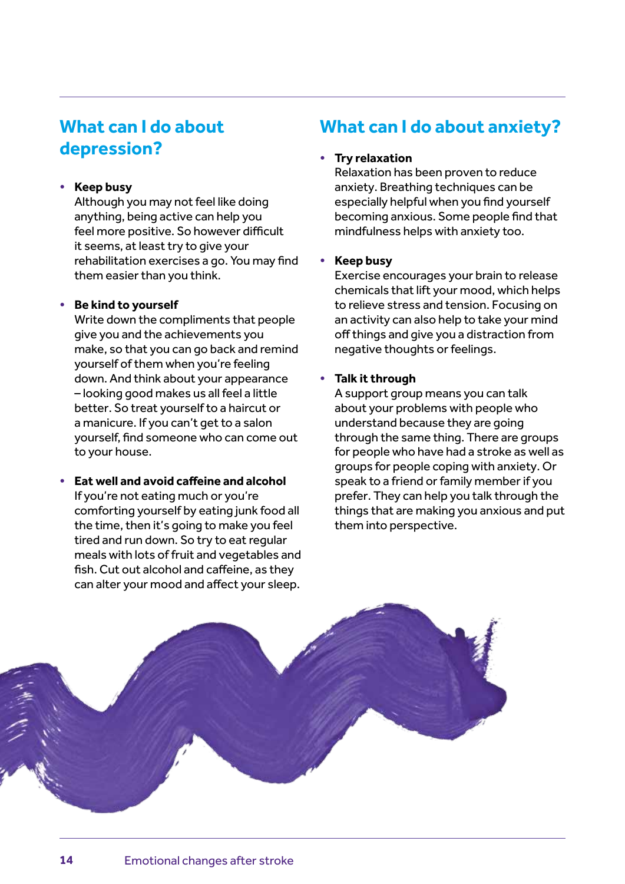## What can I do about depression?

- **Keep busy**
  Although you may not feel like doing anything, being active can help you feel more positive. So however difficult it seems, at least try to give your rehabilitation exercises a go. You may find them easier than you think.

- **Be kind to yourself**
  Write down the compliments that people give you and the achievements you make, so that you can go back and remind yourself of them when you're feeling down. And think about your appearance – looking good makes us all feel a little better. So treat yourself to a haircut or a manicure. If you can't get to a salon yourself, find someone who can come out to your house.

- **Eat well and avoid caffeine and alcohol**
  If you're not eating much or you're comforting yourself by eating junk food all the time, then it's going to make you feel tired and run down. So try to eat regular meals with lots of fruit and vegetables and fish. Cut out alcohol and caffeine, as they can alter your mood and affect your sleep.

## What can I do about anxiety?

- **Try relaxation**
  Relaxation has been proven to reduce anxiety. Breathing techniques can be especially helpful when you find yourself becoming anxious. Some people find that mindfulness helps with anxiety too.

- **Keep busy**
  Exercise encourages your brain to release chemicals that lift your mood, which helps to relieve stress and tension. Focusing on an activity can also help to take your mind off things and give you a distraction from negative thoughts or feelings.

- **Talk it through**
  A support group means you can talk about your problems with people who understand because they are going through the same thing. There are groups for people who have had a stroke as well as groups for people coping with anxiety. Or speak to a friend or family member if you prefer. They can help you talk through the things that are making you anxious and put them into perspective.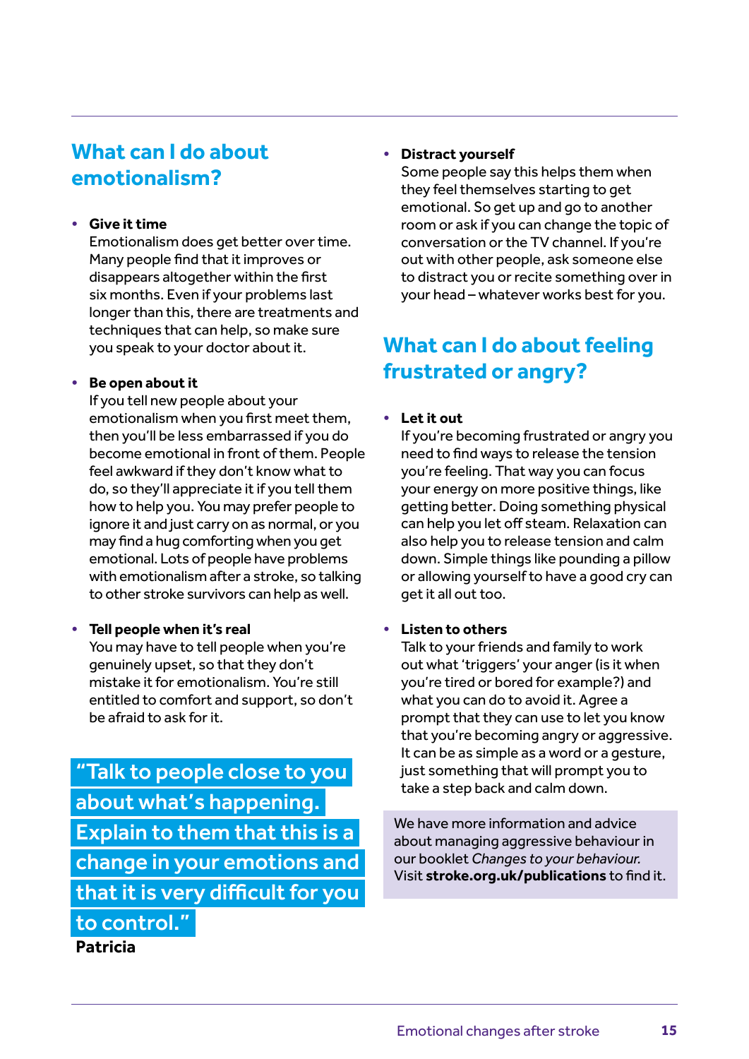## What can I do about emotionalism?

- **Give it time**
  Emotionalism does get better over time. Many people find that it improves or disappears altogether within the first six months. Even if your problems last longer than this, there are treatments and techniques that can help, so make sure you speak to your doctor about it.

- **Be open about it**
  If you tell new people about your emotionalism when you first meet them, then you'll be less embarrassed if you do become emotional in front of them. People feel awkward if they don't know what to do, so they'll appreciate it if you tell them how to help you. You may prefer people to ignore it and just carry on as normal, or you may find a hug comforting when you get emotional. Lots of people have problems with emotionalism after a stroke, so talking to other stroke survivors can help as well.

- **Tell people when it's real**
  You may have to tell people when you're genuinely upset, so that they don't mistake it for emotionalism. You're still entitled to comfort and support, so don't be afraid to ask for it.

> "Talk to people close to you about what's happening. Explain to them that this is a change in your emotions and that it is very difficult for you to control."
>
> **Patricia**

- **Distract yourself**
  Some people say this helps them when they feel themselves starting to get emotional. So get up and go to another room or ask if you can change the topic of conversation or the TV channel. If you're out with other people, ask someone else to distract you or recite something over in your head – whatever works best for you.

## What can I do about feeling frustrated or angry?

- **Let it out**
  If you're becoming frustrated or angry you need to find ways to release the tension you're feeling. That way you can focus your energy on more positive things, like getting better. Doing something physical can help you let off steam. Relaxation can also help you to release tension and calm down. Simple things like pounding a pillow or allowing yourself to have a good cry can get it all out too.

- **Listen to others**
  Talk to your friends and family to work out what 'triggers' your anger (is it when you're tired or bored for example?) and what you can do to avoid it. Agree a prompt that they can use to let you know that you're becoming angry or aggressive. It can be as simple as a word or a gesture, just something that will prompt you to take a step back and calm down.

We have more information and advice about managing aggressive behaviour in our booklet *Changes to your behaviour.* Visit **stroke.org.uk/publications** to find it.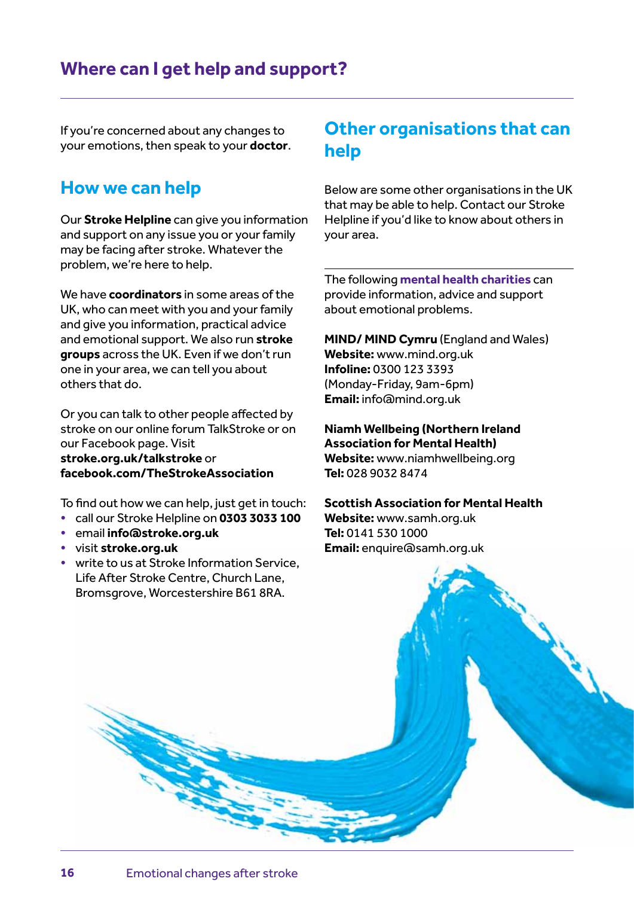# Where can I get help and support?

If you're concerned about any changes to your emotions, then speak to your **doctor**.

## How we can help

Our **Stroke Helpline** can give you information and support on any issue you or your family may be facing after stroke. Whatever the problem, we're here to help.

We have **coordinators** in some areas of the UK, who can meet with you and your family and give you information, practical advice and emotional support. We also run **stroke groups** across the UK. Even if we don't run one in your area, we can tell you about others that do.

Or you can talk to other people affected by stroke on our online forum TalkStroke or on our Facebook page. Visit **stroke.org.uk/talkstroke** or **facebook.com/TheStrokeAssociation**

To find out how we can help, just get in touch:

- call our Stroke Helpline on **0303 3033 100**
- email **info@stroke.org.uk**
- visit **stroke.org.uk**
- write to us at Stroke Information Service, Life After Stroke Centre, Church Lane, Bromsgrove, Worcestershire B61 8RA.

## Other organisations that can help

Below are some other organisations in the UK that may be able to help. Contact our Stroke Helpline if you'd like to know about others in your area.

The following **mental health charities** can provide information, advice and support about emotional problems.

**MIND/ MIND Cymru** (England and Wales)
**Website:** www.mind.org.uk
**Infoline:** 0300 123 3393
(Monday-Friday, 9am-6pm)
**Email:** info@mind.org.uk

**Niamh Wellbeing (Northern Ireland Association for Mental Health)**
**Website:** www.niamhwellbeing.org
**Tel:** 028 9032 8474

**Scottish Association for Mental Health**
**Website:** www.samh.org.uk
**Tel:** 0141 530 1000
**Email:** enquire@samh.org.uk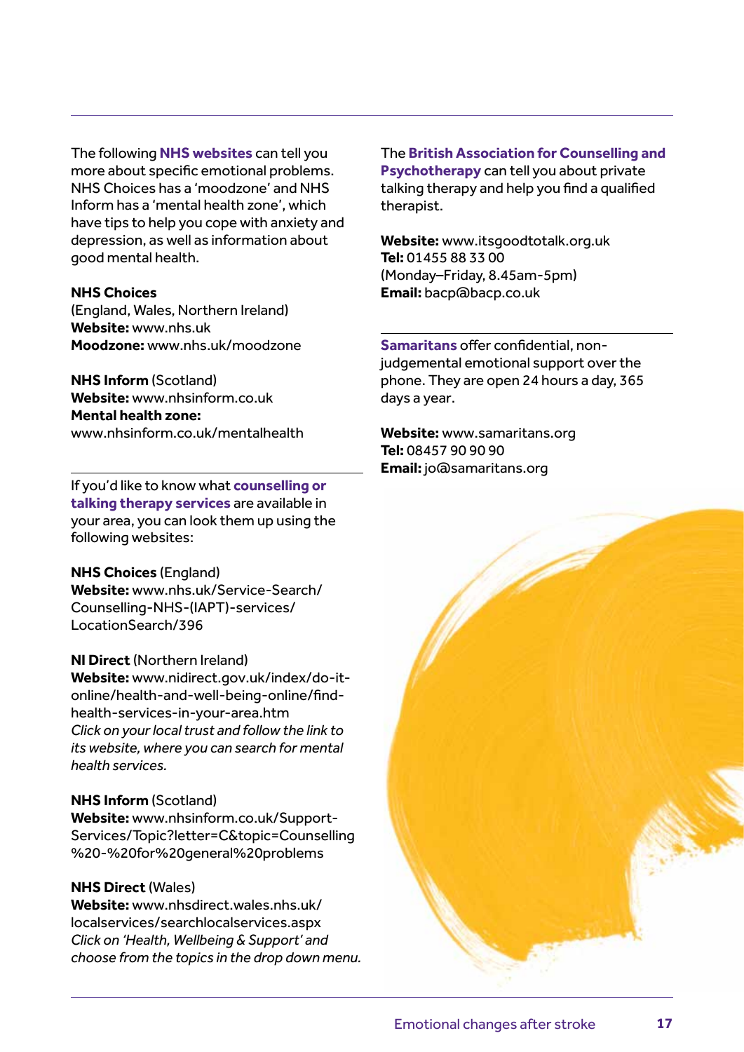The following **NHS websites** can tell you more about specific emotional problems. NHS Choices has a 'moodzone' and NHS Inform has a 'mental health zone', which have tips to help you cope with anxiety and depression, as well as information about good mental health.

**NHS Choices**
(England, Wales, Northern Ireland)
**Website:** www.nhs.uk
**Moodzone:** www.nhs.uk/moodzone

**NHS Inform** (Scotland)
**Website:** www.nhsinform.co.uk
**Mental health zone:**
www.nhsinform.co.uk/mentalhealth

---

If you'd like to know what **counselling or talking therapy services** are available in your area, you can look them up using the following websites:

**NHS Choices** (England)
**Website:** www.nhs.uk/Service-Search/Counselling-NHS-(IAPT)-services/LocationSearch/396

**NI Direct** (Northern Ireland)
**Website:** www.nidirect.gov.uk/index/do-it-online/health-and-well-being-online/find-health-services-in-your-area.htm
*Click on your local trust and follow the link to its website, where you can search for mental health services.*

**NHS Inform** (Scotland)
**Website:** www.nhsinform.co.uk/Support-Services/Topic?letter=C&topic=Counselling%20-%20for%20general%20problems

**NHS Direct** (Wales)
**Website:** www.nhsdirect.wales.nhs.uk/localservices/searchlocalservices.aspx
*Click on 'Health, Wellbeing & Support' and choose from the topics in the drop down menu.*

The **British Association for Counselling and Psychotherapy** can tell you about private talking therapy and help you find a qualified therapist.

**Website:** www.itsgoodtotalk.org.uk
**Tel:** 01455 88 33 00
(Monday–Friday, 8.45am-5pm)
**Email:** bacp@bacp.co.uk

---

**Samaritans** offer confidential, non-judgemental emotional support over the phone. They are open 24 hours a day, 365 days a year.

**Website:** www.samaritans.org
**Tel:** 08457 90 90 90
**Email:** jo@samaritans.org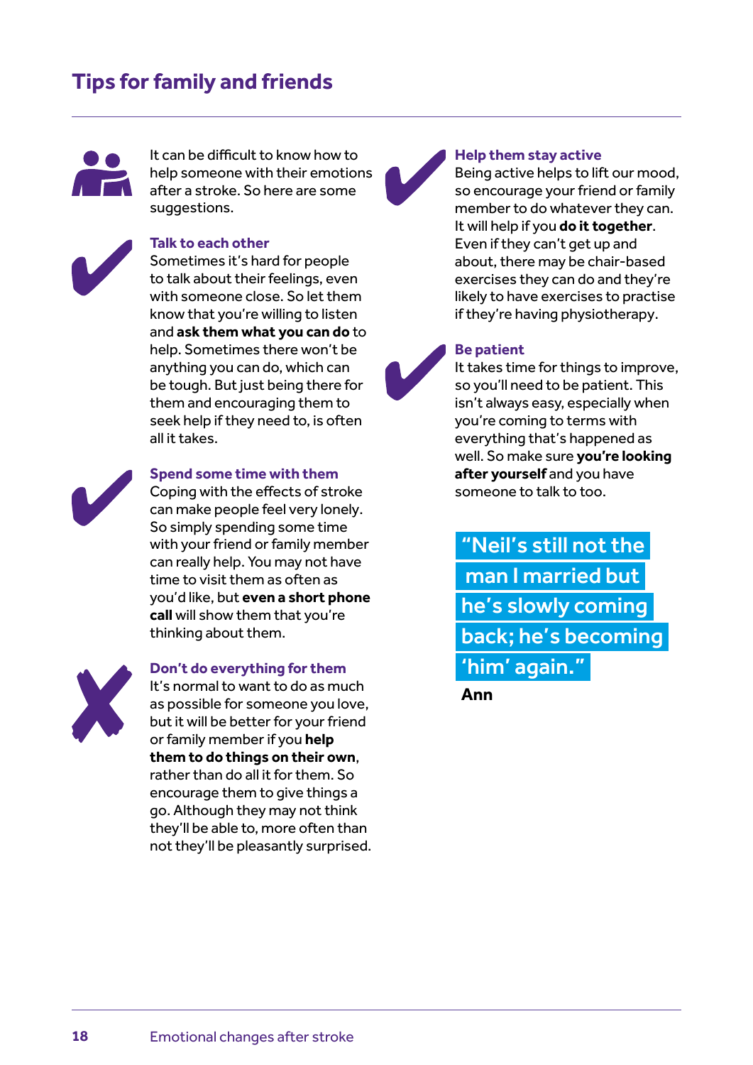# Tips for family and friends

It can be difficult to know how to help someone with their emotions after a stroke. So here are some suggestions.

### Talk to each other

Sometimes it's hard for people to talk about their feelings, even with someone close. So let them know that you're willing to listen and **ask them what you can do** to help. Sometimes there won't be anything you can do, which can be tough. But just being there for them and encouraging them to seek help if they need to, is often all it takes.

### Spend some time with them

Coping with the effects of stroke can make people feel very lonely. So simply spending some time with your friend or family member can really help. You may not have time to visit them as often as you'd like, but **even a short phone call** will show them that you're thinking about them.

### Don't do everything for them

It's normal to want to do as much as possible for someone you love, but it will be better for your friend or family member if you **help them to do things on their own**, rather than do all it for them. So encourage them to give things a go. Although they may not think they'll be able to, more often than not they'll be pleasantly surprised.

### Help them stay active

Being active helps to lift our mood, so encourage your friend or family member to do whatever they can. It will help if you **do it together**. Even if they can't get up and about, there may be chair-based exercises they can do and they're likely to have exercises to practise if they're having physiotherapy.

### Be patient

It takes time for things to improve, so you'll need to be patient. This isn't always easy, especially when you're coming to terms with everything that's happened as well. So make sure **you're looking after yourself** and you have someone to talk to too.

> "Neil's still not the man I married but he's slowly coming back; he's becoming 'him' again."
>
> **Ann**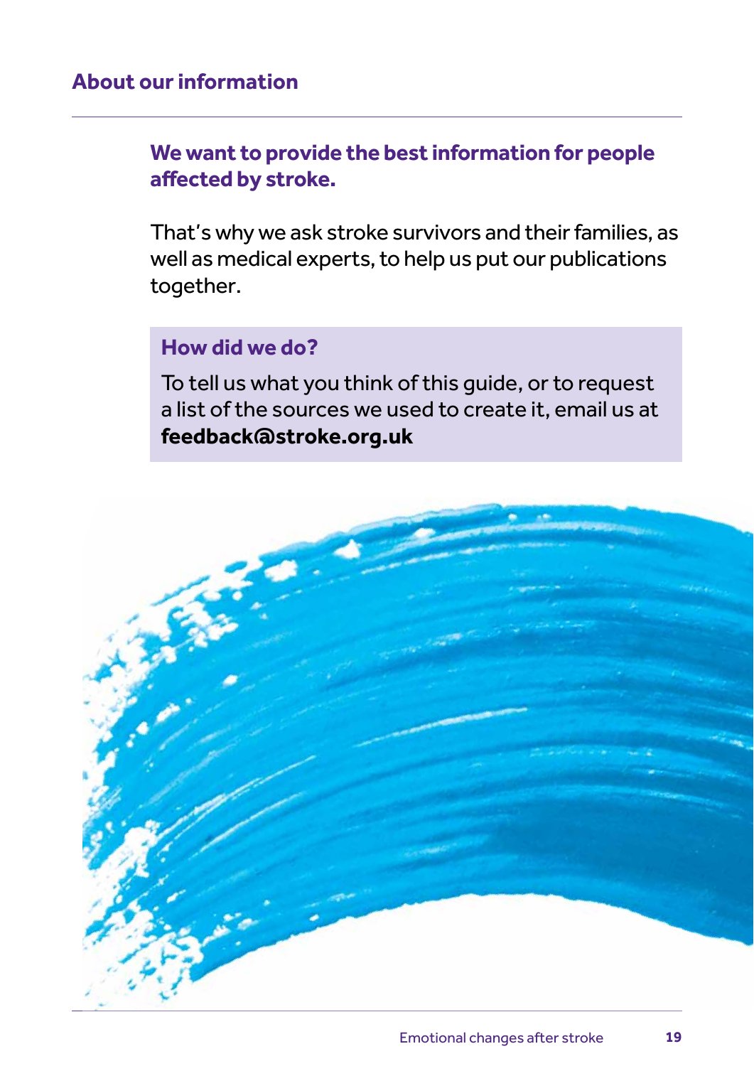## About our information

**We want to provide the best information for people affected by stroke.**

That's why we ask stroke survivors and their families, as well as medical experts, to help us put our publications together.

### How did we do?

To tell us what you think of this guide, or to request a list of the sources we used to create it, email us at **feedback@stroke.org.uk**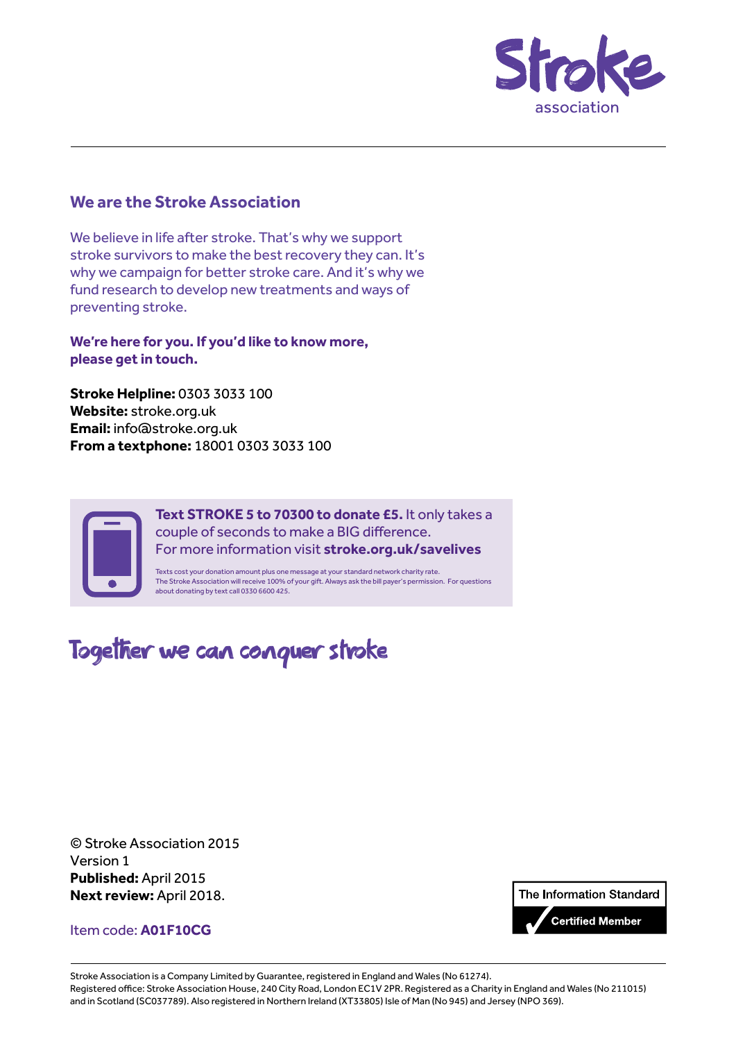Stroke association

## We are the Stroke Association

We believe in life after stroke. That's why we support stroke survivors to make the best recovery they can. It's why we campaign for better stroke care. And it's why we fund research to develop new treatments and ways of preventing stroke.

**We're here for you. If you'd like to know more, please get in touch.**

**Stroke Helpline:** 0303 3033 100
**Website:** stroke.org.uk
**Email:** info@stroke.org.uk
**From a textphone:** 18001 0303 3033 100

**Text STROKE 5 to 70300 to donate £5.** It only takes a couple of seconds to make a BIG difference. For more information visit **stroke.org.uk/savelives**

Texts cost your donation amount plus one message at your standard network charity rate. The Stroke Association will receive 100% of your gift. Always ask the bill payer's permission. For questions about donating by text call 0330 6600 425.

Together we can conquer stroke

© Stroke Association 2015
Version 1
**Published:** April 2015
**Next review:** April 2018.

Item code: **A01F10CG**

The Information Standard
Certified Member

Stroke Association is a Company Limited by Guarantee, registered in England and Wales (No 61274).
Registered office: Stroke Association House, 240 City Road, London EC1V 2PR. Registered as a Charity in England and Wales (No 211015) and in Scotland (SC037789). Also registered in Northern Ireland (XT33805) Isle of Man (No 945) and Jersey (NPO 369).